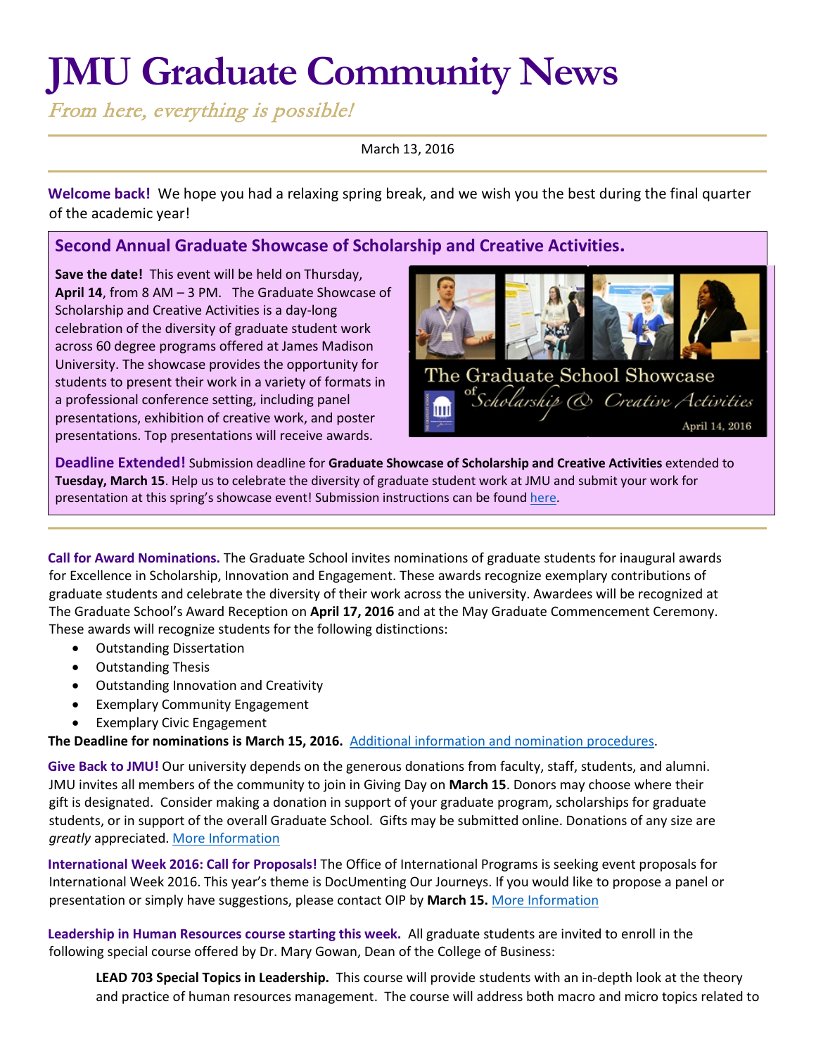# JMU Graduate Community News

*From here, everything is possible!*

March 13, 2016

**Welcome back!** We hope you had a relaxing spring break, and we wish you the best during the final quarter of the academic year!

## Second Annual Graduate Showcase of Scholarship and Creative Activities.

**Save the date!** This event will be held on Thursday, **April 14**, from 8 AM – 3 PM. The Graduate Showcase of Scholarship and Creative Activities is a day-long celebration of the diversity of graduate student work across 60 degree programs offered at James Madison University. The showcase provides the opportunity for students to present their work in a variety of formats in a professional conference setting, including panel presentations, exhibition of creative work, and poster presentations. Top presentations will receive awards.

**Deadline Extended!** Submission deadline for **Graduate Showcase of Scholarship and Creative Activities** extended to **Tuesday, March 15**. Help us to celebrate the diversity of graduate student work at JMU and submit your work for presentation at this spring's showcase event! Submission instructions can be found here.

---

**Call for Award Nominations.** The Graduate School invites nominations of graduate students for inaugural awards for Excellence in Scholarship, Innovation and Engagement. These awards recognize exemplary contributions of graduate students and celebrate the diversity of their work across the university. Awardees will be recognized at The Graduate School's Award Reception on **April 17, 2016** and at the May Graduate Commencement Ceremony. These awards will recognize students for the following distinctions:

- Outstanding Dissertation
- Outstanding Thesis
- Outstanding Innovation and Creativity
- Exemplary Community Engagement
- Exemplary Civic Engagement

**The Deadline for nominations is March 15, 2016.** Additional information and nomination procedures.

**Give Back to JMU!** Our university depends on the generous donations from faculty, staff, students, and alumni. JMU invites all members of the community to join in Giving Day on **March 15**. Donors may choose where their gift is designated. Consider making a donation in support of your graduate program, scholarships for graduate students, or in support of the overall Graduate School. Gifts may be submitted online. Donations of any size are *greatly* appreciated. More Information

**International Week 2016: Call for Proposals!** The Office of International Programs is seeking event proposals for International Week 2016. This year's theme is DocUmenting Our Journeys. If you would like to propose a panel or presentation or simply have suggestions, please contact OIP by **March 15.** More Information

**Leadership in Human Resources course starting this week.** All graduate students are invited to enroll in the following special course offered by Dr. Mary Gowan, Dean of the College of Business:

> **LEAD 703 Special Topics in Leadership.** This course will provide students with an in-depth look at the theory and practice of human resources management. The course will address both macro and micro topics related to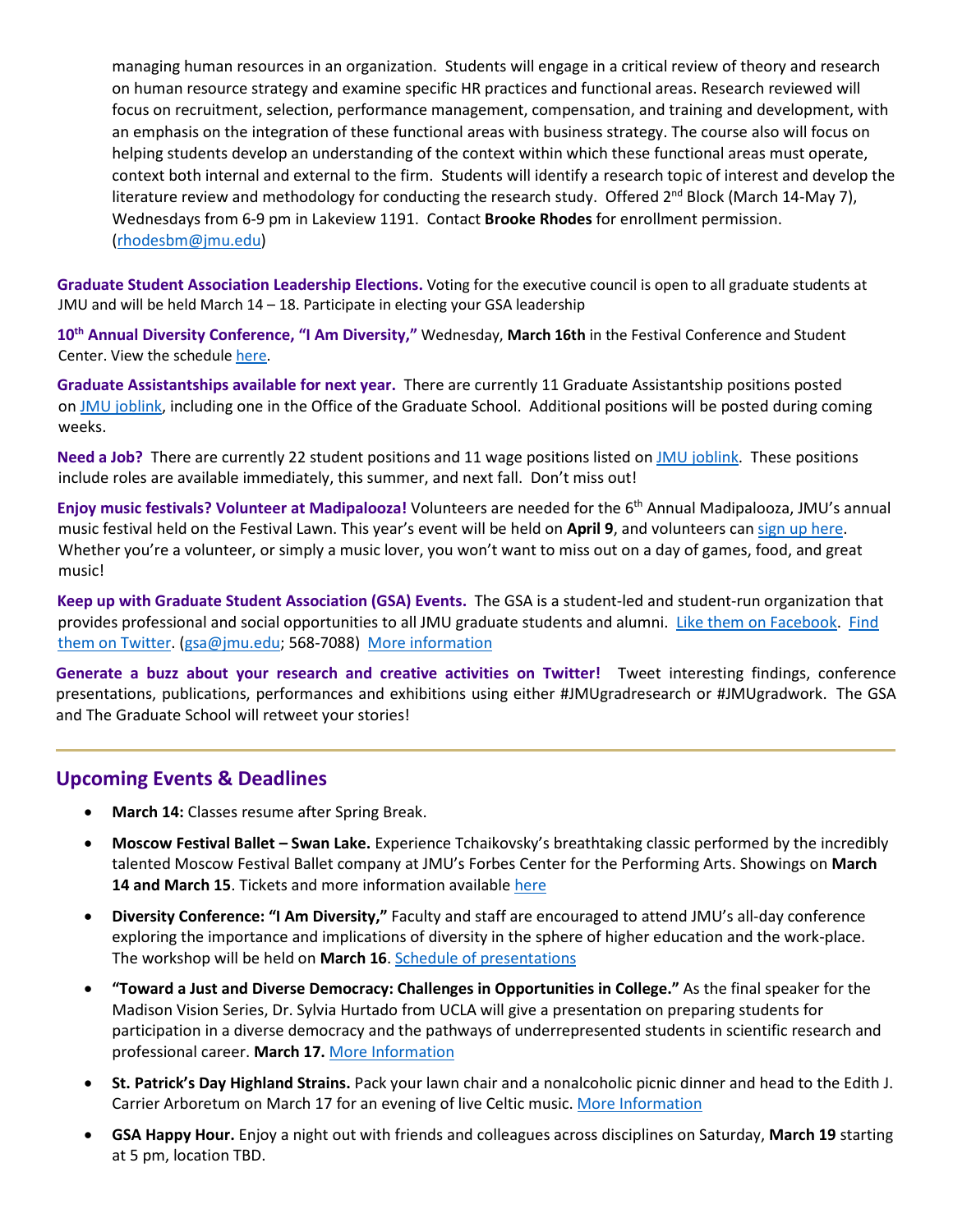managing human resources in an organization. Students will engage in a critical review of theory and research on human resource strategy and examine specific HR practices and functional areas. Research reviewed will focus on recruitment, selection, performance management, compensation, and training and development, with an emphasis on the integration of these functional areas with business strategy. The course also will focus on helping students develop an understanding of the context within which these functional areas must operate, context both internal and external to the firm. Students will identify a research topic of interest and develop the literature review and methodology for conducting the research study. Offered 2nd Block (March 14-May 7), Wednesdays from 6-9 pm in Lakeview 1191. Contact **Brooke Rhodes** for enrollment permission. (rhodesbm@jmu.edu)

**Graduate Student Association Leadership Elections.** Voting for the executive council is open to all graduate students at JMU and will be held March 14 – 18. Participate in electing your GSA leadership

**10th Annual Diversity Conference, "I Am Diversity,"** Wednesday, **March 16th** in the Festival Conference and Student Center. View the schedule here.

**Graduate Assistantships available for next year.** There are currently 11 Graduate Assistantship positions posted on JMU joblink, including one in the Office of the Graduate School. Additional positions will be posted during coming weeks.

**Need a Job?** There are currently 22 student positions and 11 wage positions listed on JMU joblink. These positions include roles are available immediately, this summer, and next fall. Don't miss out!

**Enjoy music festivals? Volunteer at Madipalooza!** Volunteers are needed for the 6th Annual Madipalooza, JMU's annual music festival held on the Festival Lawn. This year's event will be held on **April 9**, and volunteers can sign up here. Whether you're a volunteer, or simply a music lover, you won't want to miss out on a day of games, food, and great music!

**Keep up with Graduate Student Association (GSA) Events.** The GSA is a student-led and student-run organization that provides professional and social opportunities to all JMU graduate students and alumni. Like them on Facebook. Find them on Twitter. (gsa@jmu.edu; 568-7088) More information

**Generate a buzz about your research and creative activities on Twitter!** Tweet interesting findings, conference presentations, publications, performances and exhibitions using either #JMUgradresearch or #JMUgradwork. The GSA and The Graduate School will retweet your stories!

## Upcoming Events & Deadlines

- **March 14:** Classes resume after Spring Break.
- **Moscow Festival Ballet – Swan Lake.** Experience Tchaikovsky's breathtaking classic performed by the incredibly talented Moscow Festival Ballet company at JMU's Forbes Center for the Performing Arts. Showings on **March 14 and March 15**. Tickets and more information available here
- **Diversity Conference: "I Am Diversity,"** Faculty and staff are encouraged to attend JMU's all-day conference exploring the importance and implications of diversity in the sphere of higher education and the work-place. The workshop will be held on **March 16**. Schedule of presentations
- **"Toward a Just and Diverse Democracy: Challenges in Opportunities in College."** As the final speaker for the Madison Vision Series, Dr. Sylvia Hurtado from UCLA will give a presentation on preparing students for participation in a diverse democracy and the pathways of underrepresented students in scientific research and professional career. **March 17.** More Information
- **St. Patrick's Day Highland Strains.** Pack your lawn chair and a nonalcoholic picnic dinner and head to the Edith J. Carrier Arboretum on March 17 for an evening of live Celtic music. More Information
- **GSA Happy Hour.** Enjoy a night out with friends and colleagues across disciplines on Saturday, **March 19** starting at 5 pm, location TBD.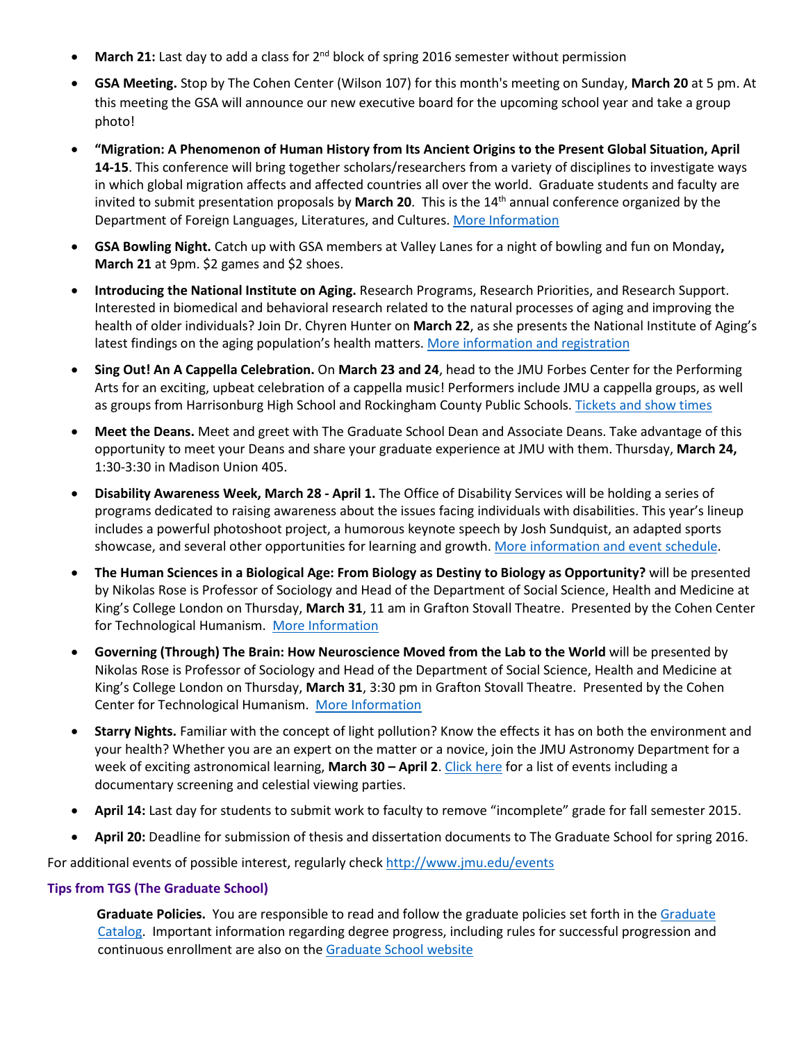- **March 21:** Last day to add a class for 2nd block of spring 2016 semester without permission
- **GSA Meeting.** Stop by The Cohen Center (Wilson 107) for this month's meeting on Sunday, **March 20** at 5 pm. At this meeting the GSA will announce our new executive board for the upcoming school year and take a group photo!
- **"Migration: A Phenomenon of Human History from Its Ancient Origins to the Present Global Situation, April 14-15**. This conference will bring together scholars/researchers from a variety of disciplines to investigate ways in which global migration affects and affected countries all over the world. Graduate students and faculty are invited to submit presentation proposals by **March 20**. This is the 14th annual conference organized by the Department of Foreign Languages, Literatures, and Cultures. More Information
- **GSA Bowling Night.** Catch up with GSA members at Valley Lanes for a night of bowling and fun on Monday**, March 21** at 9pm. $2 games and $2 shoes.
- **Introducing the National Institute on Aging.** Research Programs, Research Priorities, and Research Support. Interested in biomedical and behavioral research related to the natural processes of aging and improving the health of older individuals? Join Dr. Chyren Hunter on **March 22**, as she presents the National Institute of Aging's latest findings on the aging population's health matters. More information and registration
- **Sing Out! An A Cappella Celebration.** On **March 23 and 24**, head to the JMU Forbes Center for the Performing Arts for an exciting, upbeat celebration of a cappella music! Performers include JMU a cappella groups, as well as groups from Harrisonburg High School and Rockingham County Public Schools. Tickets and show times
- **Meet the Deans.** Meet and greet with The Graduate School Dean and Associate Deans. Take advantage of this opportunity to meet your Deans and share your graduate experience at JMU with them. Thursday, **March 24,** 1:30-3:30 in Madison Union 405.
- **Disability Awareness Week, March 28 - April 1.** The Office of Disability Services will be holding a series of programs dedicated to raising awareness about the issues facing individuals with disabilities. This year's lineup includes a powerful photoshoot project, a humorous keynote speech by Josh Sundquist, an adapted sports showcase, and several other opportunities for learning and growth. More information and event schedule.
- **The Human Sciences in a Biological Age: From Biology as Destiny to Biology as Opportunity?** will be presented by Nikolas Rose is Professor of Sociology and Head of the Department of Social Science, Health and Medicine at King's College London on Thursday, **March 31**, 11 am in Grafton Stovall Theatre. Presented by the Cohen Center for Technological Humanism. More Information
- **Governing (Through) The Brain: How Neuroscience Moved from the Lab to the World** will be presented by Nikolas Rose is Professor of Sociology and Head of the Department of Social Science, Health and Medicine at King's College London on Thursday, **March 31**, 3:30 pm in Grafton Stovall Theatre. Presented by the Cohen Center for Technological Humanism. More Information
- **Starry Nights.** Familiar with the concept of light pollution? Know the effects it has on both the environment and your health? Whether you are an expert on the matter or a novice, join the JMU Astronomy Department for a week of exciting astronomical learning, **March 30 – April 2**. Click here for a list of events including a documentary screening and celestial viewing parties.
- **April 14:** Last day for students to submit work to faculty to remove "incomplete" grade for fall semester 2015.
- **April 20:** Deadline for submission of thesis and dissertation documents to The Graduate School for spring 2016.

For additional events of possible interest, regularly check http://www.jmu.edu/events

## Tips from TGS (The Graduate School)

**Graduate Policies.** You are responsible to read and follow the graduate policies set forth in the Graduate Catalog. Important information regarding degree progress, including rules for successful progression and continuous enrollment are also on the Graduate School website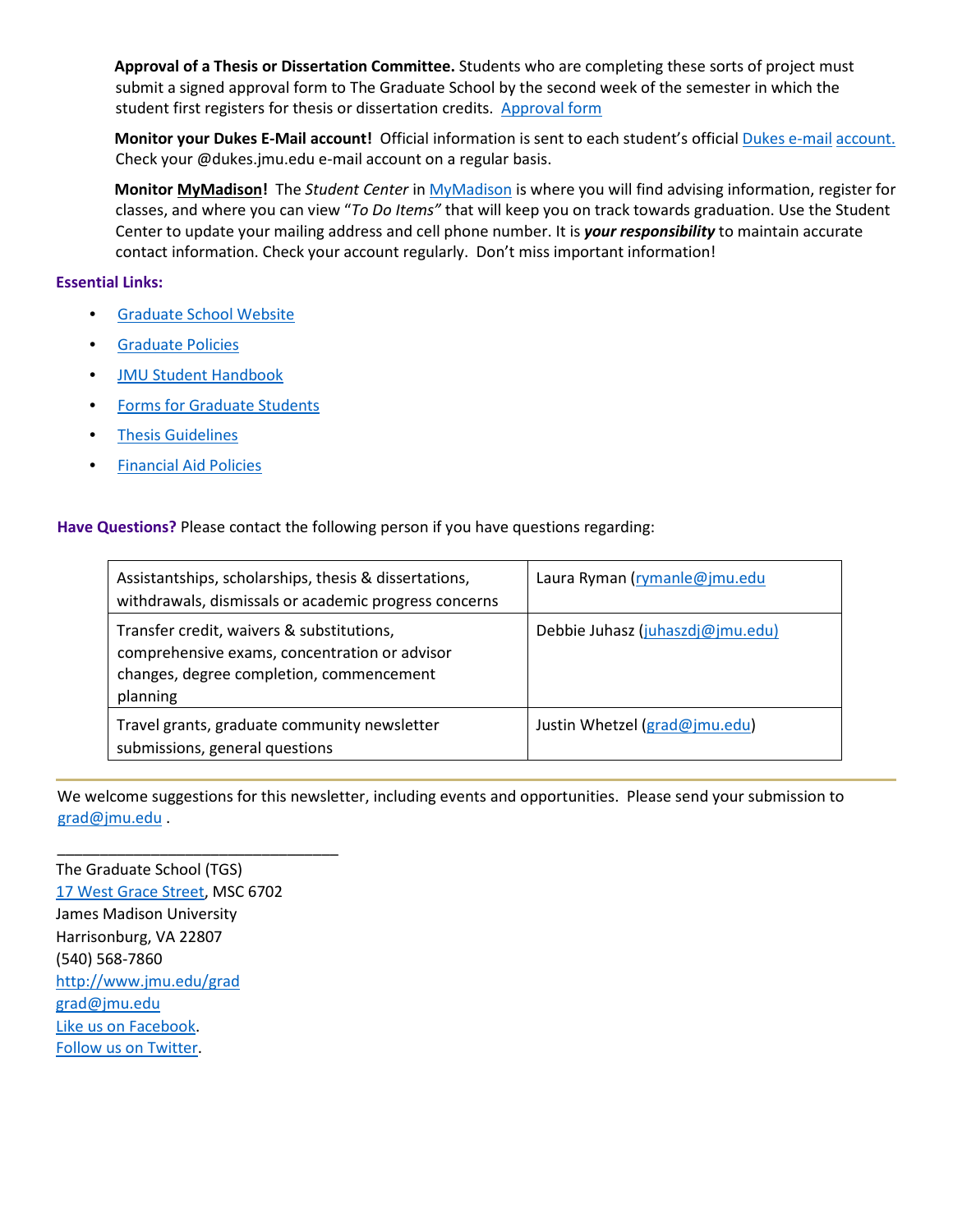**Approval of a Thesis or Dissertation Committee.** Students who are completing these sorts of project must submit a signed approval form to The Graduate School by the second week of the semester in which the student first registers for thesis or dissertation credits. Approval form

**Monitor your Dukes E-Mail account!** Official information is sent to each student's official Dukes e-mail account. Check your @dukes.jmu.edu e-mail account on a regular basis.

**Monitor MyMadison!** The *Student Center* in MyMadison is where you will find advising information, register for classes, and where you can view "*To Do Items"* that will keep you on track towards graduation. Use the Student Center to update your mailing address and cell phone number. It is ***your responsibility*** to maintain accurate contact information. Check your account regularly. Don't miss important information!

**Essential Links:**

- Graduate School Website
- Graduate Policies
- JMU Student Handbook
- Forms for Graduate Students
- Thesis Guidelines
- Financial Aid Policies

**Have Questions?** Please contact the following person if you have questions regarding:

| | |
|---|---|
| Assistantships, scholarships, thesis & dissertations, withdrawals, dismissals or academic progress concerns | Laura Ryman (rymanle@jmu.edu |
| Transfer credit, waivers & substitutions, comprehensive exams, concentration or advisor changes, degree completion, commencement planning | Debbie Juhasz (juhaszdj@jmu.edu) |
| Travel grants, graduate community newsletter submissions, general questions | Justin Whetzel (grad@jmu.edu) |

---

We welcome suggestions for this newsletter, including events and opportunities. Please send your submission to grad@jmu.edu .

________________________________

The Graduate School (TGS)
17 West Grace Street, MSC 6702
James Madison University
Harrisonburg, VA 22807
(540) 568-7860
http://www.jmu.edu/grad
grad@jmu.edu
Like us on Facebook.
Follow us on Twitter.